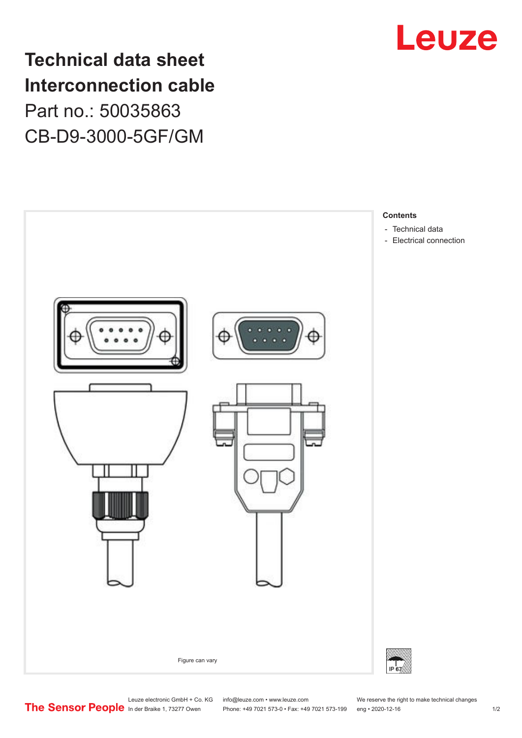# Technical data sheet
# Interconnection cable

Part no.: 50035863

CB-D9-3000-5GF/GM

Figure can vary

**Contents**

- Technical data
- Electrical connection

IP 67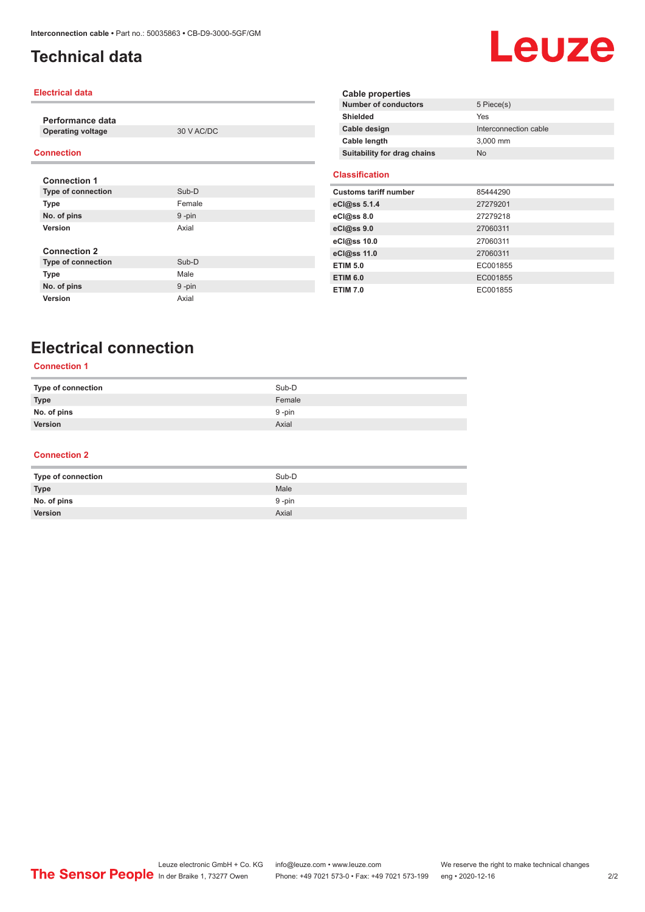# Technical data

## Electrical data

| | |
|---|---|
| **Performance data** | |
| **Operating voltage** | 30 V AC/DC |

## Connection

| | |
|---|---|
| **Connection 1** | |
| **Type of connection** | Sub-D |
| **Type** | Female |
| **No. of pins** | 9 -pin |
| **Version** | Axial |
| **Connection 2** | |
| **Type of connection** | Sub-D |
| **Type** | Male |
| **No. of pins** | 9 -pin |
| **Version** | Axial |

| | |
|---|---|
| **Cable properties** | |
| **Number of conductors** | 5 Piece(s) |
| **Shielded** | Yes |
| **Cable design** | Interconnection cable |
| **Cable length** | 3,000 mm |
| **Suitability for drag chains** | No |

## Classification

| | |
|---|---|
| **Customs tariff number** | 85444290 |
| **eCl@ss 5.1.4** | 27279201 |
| **eCl@ss 8.0** | 27279218 |
| **eCl@ss 9.0** | 27060311 |
| **eCl@ss 10.0** | 27060311 |
| **eCl@ss 11.0** | 27060311 |
| **ETIM 5.0** | EC001855 |
| **ETIM 6.0** | EC001855 |
| **ETIM 7.0** | EC001855 |

# Electrical connection

## Connection 1

| | |
|---|---|
| **Type of connection** | Sub-D |
| **Type** | Female |
| **No. of pins** | 9 -pin |
| **Version** | Axial |

## Connection 2

| | |
|---|---|
| **Type of connection** | Sub-D |
| **Type** | Male |
| **No. of pins** | 9 -pin |
| **Version** | Axial |